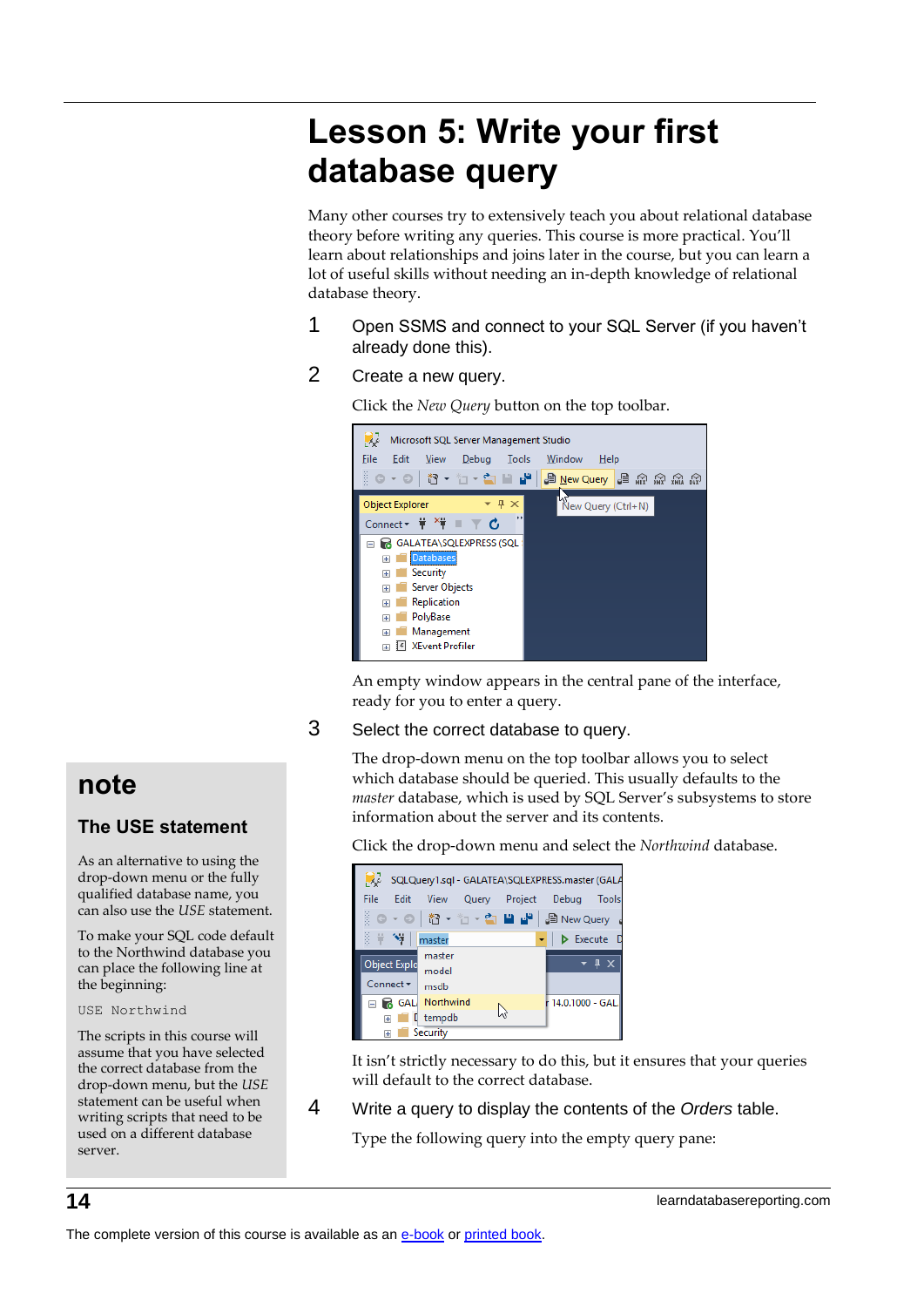# Lesson 5: Write your first database query

Many other courses try to extensively teach you about relational database theory before writing any queries. This course is more practical. You'll learn about relationships and joins later in the course, but you can learn a lot of useful skills without needing an in-depth knowledge of relational database theory.

1. Open SSMS and connect to your SQL Server (if you haven't already done this).

2. Create a new query.

   Click the *New Query* button on the top toolbar.

   An empty window appears in the central pane of the interface, ready for you to enter a query.

3. Select the correct database to query.

   The drop-down menu on the top toolbar allows you to select which database should be queried. This usually defaults to the *master* database, which is used by SQL Server's subsystems to store information about the server and its contents.

   Click the drop-down menu and select the *Northwind* database.

   It isn't strictly necessary to do this, but it ensures that your queries will default to the correct database.

4. Write a query to display the contents of the *Orders* table.

   Type the following query into the empty query pane:

> ## note
>
> ### The USE statement
>
> As an alternative to using the drop-down menu or the fully qualified database name, you can also use the *USE* statement.
>
> To make your SQL code default to the Northwind database you can place the following line at the beginning:
>
> ```
> USE Northwind
> ```
>
> The scripts in this course will assume that you have selected the correct database from the drop-down menu, but the *USE* statement can be useful when writing scripts that need to be used on a different database server.

The complete version of this course is available as an [e-book] or [printed book].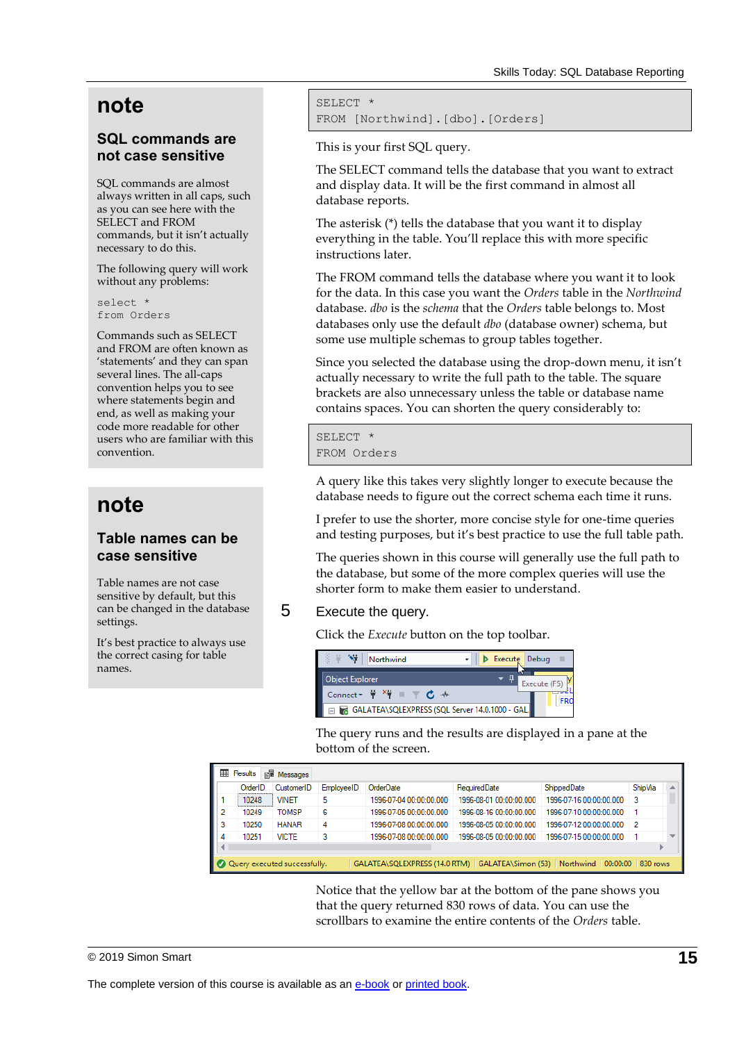## note

### SQL commands are not case sensitive

SQL commands are almost always written in all caps, such as you can see here with the SELECT and FROM commands, but it isn't actually necessary to do this.

The following query will work without any problems:

```
select *
from Orders
```

Commands such as SELECT and FROM are often known as 'statements' and they can span several lines. The all-caps convention helps you to see where statements begin and end, as well as making your code more readable for other users who are familiar with this convention.

## note

### Table names can be case sensitive

Table names are not case sensitive by default, but this can be changed in the database settings.

It's best practice to always use the correct casing for table names.

```
SELECT *
FROM [Northwind].[dbo].[Orders]
```

This is your first SQL query.

The SELECT command tells the database that you want to extract and display data. It will be the first command in almost all database reports.

The asterisk (*) tells the database that you want it to display everything in the table. You'll replace this with more specific instructions later.

The FROM command tells the database where you want it to look for the data. In this case you want the *Orders* table in the *Northwind* database. *dbo* is the *schema* that the *Orders* table belongs to. Most databases only use the default *dbo* (database owner) schema, but some use multiple schemas to group tables together.

Since you selected the database using the drop-down menu, it isn't actually necessary to write the full path to the table. The square brackets are also unnecessary unless the table or database name contains spaces. You can shorten the query considerably to:

```
SELECT *
FROM Orders
```

A query like this takes very slightly longer to execute because the database needs to figure out the correct schema each time it runs.

I prefer to use the shorter, more concise style for one-time queries and testing purposes, but it's best practice to use the full table path.

The queries shown in this course will generally use the full path to the database, but some of the more complex queries will use the shorter form to make them easier to understand.

5 Execute the query.

Click the *Execute* button on the top toolbar.

The query runs and the results are displayed in a pane at the bottom of the screen.

Notice that the yellow bar at the bottom of the pane shows you that the query returned 830 rows of data. You can use the scrollbars to examine the entire contents of the *Orders* table.

© 2019 Simon Smart

The complete version of this course is available as an e-book or printed book.